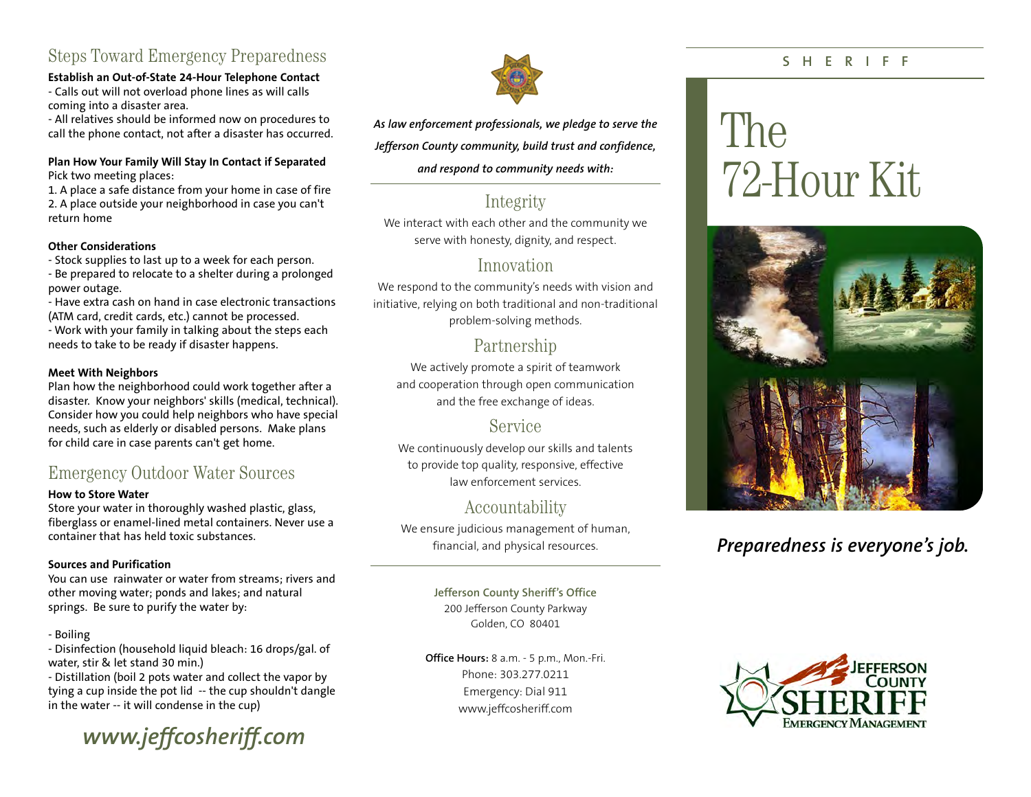## Steps Toward Emergency Preparedness

**Establish an Out-of-State 24-Hour Telephone Contact**

- Calls out will not overload phone lines as will calls coming into a disaster area.
- All relatives should be informed now on procedures to call the phone contact, not after a disaster has occurred.

**Plan How Your Family Will Stay In Contact if Separated**

Pick two meeting places:

1. A place a safe distance from your home in case of fire
2. A place outside your neighborhood in case you can't return home

**Other Considerations**

- Stock supplies to last up to a week for each person.
- Be prepared to relocate to a shelter during a prolonged power outage.
- Have extra cash on hand in case electronic transactions (ATM card, credit cards, etc.) cannot be processed.
- Work with your family in talking about the steps each needs to take to be ready if disaster happens.

**Meet With Neighbors**

Plan how the neighborhood could work together after a disaster. Know your neighbors' skills (medical, technical). Consider how you could help neighbors who have special needs, such as elderly or disabled persons. Make plans for child care in case parents can't get home.

## Emergency Outdoor Water Sources

**How to Store Water**

Store your water in thoroughly washed plastic, glass, fiberglass or enamel-lined metal containers. Never use a container that has held toxic substances.

**Sources and Purification**

You can use rainwater or water from streams; rivers and other moving water; ponds and lakes; and natural springs. Be sure to purify the water by:

- Boiling
- Disinfection (household liquid bleach: 16 drops/gal. of water, stir & let stand 30 min.)
- Distillation (boil 2 pots water and collect the vapor by tying a cup inside the pot lid -- the cup shouldn't dangle in the water -- it will condense in the cup)

***www.jeffcosheriff.com***

*As law enforcement professionals, we pledge to serve the Jefferson County community, build trust and confidence, and respond to community needs with:*

### Integrity

We interact with each other and the community we serve with honesty, dignity, and respect.

### Innovation

We respond to the community's needs with vision and initiative, relying on both traditional and non-traditional problem-solving methods.

### Partnership

We actively promote a spirit of teamwork and cooperation through open communication and the free exchange of ideas.

### Service

We continuously develop our skills and talents to provide top quality, responsive, effective law enforcement services.

### Accountability

We ensure judicious management of human, financial, and physical resources.

**Jefferson County Sheriff's Office**
200 Jefferson County Parkway
Golden, CO 80401

**Office Hours:** 8 a.m. - 5 p.m., Mon.-Fri.
Phone: 303.277.0211
Emergency: Dial 911
www.jeffcosheriff.com

SHERIFF

# The 72-Hour Kit

***Preparedness is everyone's job.***

Jefferson County Sheriff Emergency Management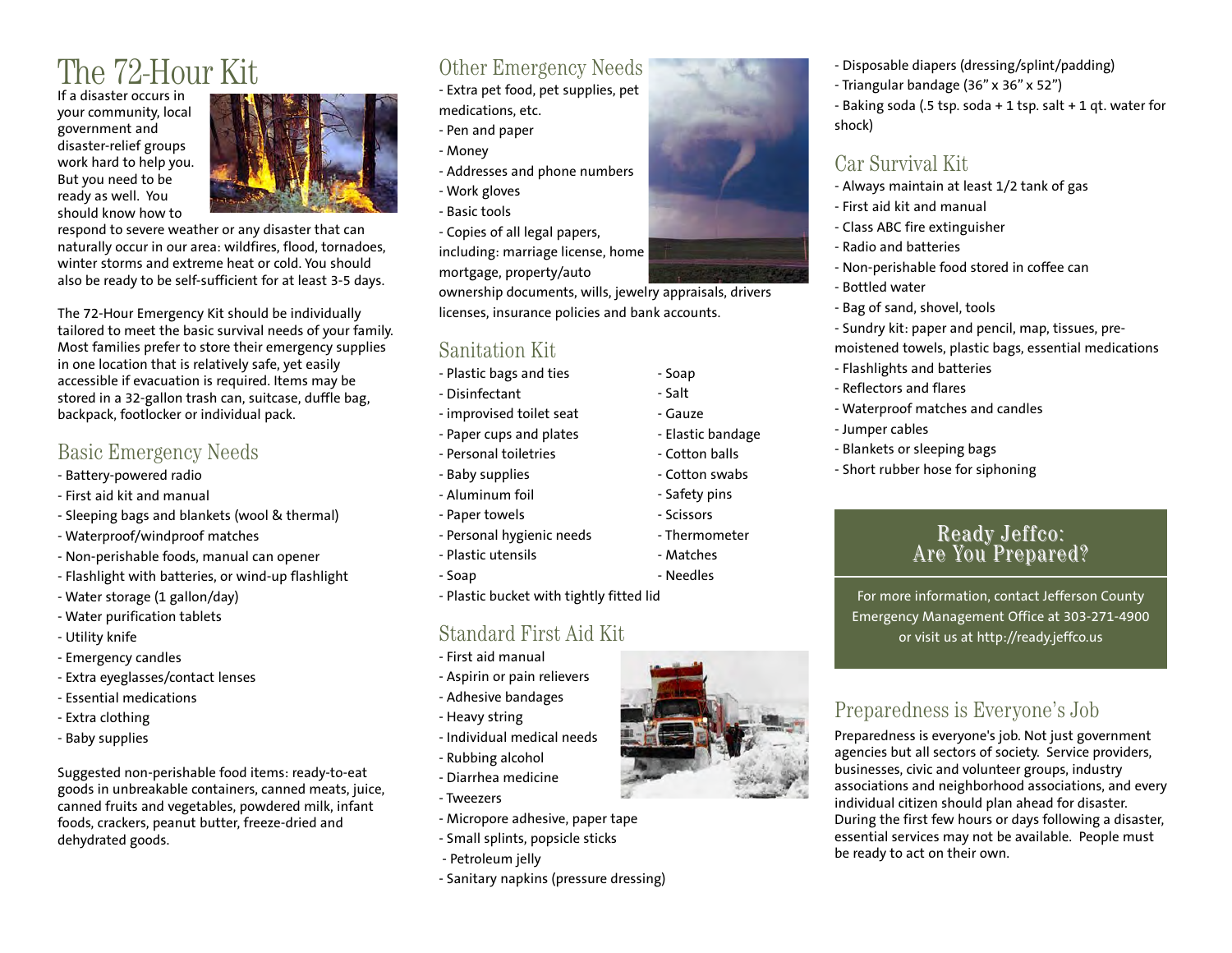# The 72-Hour Kit

If a disaster occurs in your community, local government and disaster-relief groups work hard to help you. But you need to be ready as well. You should know how to respond to severe weather or any disaster that can naturally occur in our area: wildfires, flood, tornadoes, winter storms and extreme heat or cold. You should also be ready to be self-sufficient for at least 3-5 days.

The 72-Hour Emergency Kit should be individually tailored to meet the basic survival needs of your family. Most families prefer to store their emergency supplies in one location that is relatively safe, yet easily accessible if evacuation is required. Items may be stored in a 32-gallon trash can, suitcase, duffle bag, backpack, footlocker or individual pack.

## Basic Emergency Needs

- Battery-powered radio
- First aid kit and manual
- Sleeping bags and blankets (wool & thermal)
- Waterproof/windproof matches
- Non-perishable foods, manual can opener
- Flashlight with batteries, or wind-up flashlight
- Water storage (1 gallon/day)
- Water purification tablets
- Utility knife
- Emergency candles
- Extra eyeglasses/contact lenses
- Essential medications
- Extra clothing
- Baby supplies

Suggested non-perishable food items: ready-to-eat goods in unbreakable containers, canned meats, juice, canned fruits and vegetables, powdered milk, infant foods, crackers, peanut butter, freeze-dried and dehydrated goods.

## Other Emergency Needs

- Extra pet food, pet supplies, pet medications, etc.
- Pen and paper
- Money
- Addresses and phone numbers
- Work gloves
- Basic tools
- Copies of all legal papers, including: marriage license, home mortgage, property/auto ownership documents, wills, jewelry appraisals, drivers licenses, insurance policies and bank accounts.

## Sanitation Kit

- Plastic bags and ties
- Disinfectant
- improvised toilet seat
- Paper cups and plates
- Personal toiletries
- Baby supplies
- Aluminum foil
- Paper towels
- Personal hygienic needs
- Plastic utensils
- Soap
- Plastic bucket with tightly fitted lid
- Soap
- Salt
- Gauze
- Elastic bandage
- Cotton balls
- Cotton swabs
- Safety pins
- Scissors
- Thermometer
- Matches
- Needles

## Standard First Aid Kit

- First aid manual
- Aspirin or pain relievers
- Adhesive bandages
- Heavy string
- Individual medical needs
- Rubbing alcohol
- Diarrhea medicine
- Tweezers
- Micropore adhesive, paper tape
- Small splints, popsicle sticks
- Petroleum jelly
- Sanitary napkins (pressure dressing)
- Disposable diapers (dressing/splint/padding)
- Triangular bandage (36” x 36” x 52”)
- Baking soda (.5 tsp. soda + 1 tsp. salt + 1 qt. water for shock)

## Car Survival Kit

- Always maintain at least 1/2 tank of gas
- First aid kit and manual
- Class ABC fire extinguisher
- Radio and batteries
- Non-perishable food stored in coffee can
- Bottled water
- Bag of sand, shovel, tools
- Sundry kit: paper and pencil, map, tissues, pre-moistened towels, plastic bags, essential medications
- Flashlights and batteries
- Reflectors and flares
- Waterproof matches and candles
- Jumper cables
- Blankets or sleeping bags
- Short rubber hose for siphoning

## Ready Jeffco: Are You Prepared?

For more information, contact Jefferson County Emergency Management Office at 303-271-4900 or visit us at http://ready.jeffco.us

## Preparedness is Everyone’s Job

Preparedness is everyone's job. Not just government agencies but all sectors of society. Service providers, businesses, civic and volunteer groups, industry associations and neighborhood associations, and every individual citizen should plan ahead for disaster. During the first few hours or days following a disaster, essential services may not be available. People must be ready to act on their own.